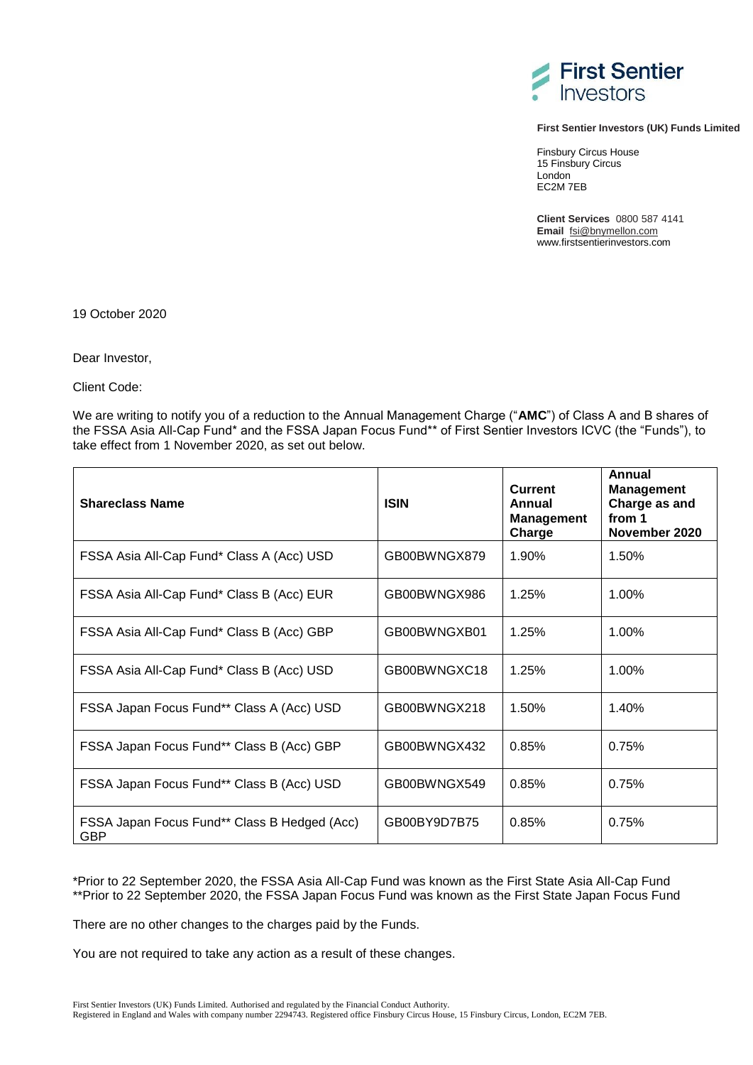**First Sentier Investors (UK) Funds Limited**

Finsbury Circus House
15 Finsbury Circus
London
EC2M 7EB

**Client Services** 0800 587 4141
**Email** fsi@bnymellon.com
www.firstsentierinvestors.com

19 October 2020

Dear Investor,

Client Code:

We are writing to notify you of a reduction to the Annual Management Charge ("**AMC**") of Class A and B shares of the FSSA Asia All-Cap Fund* and the FSSA Japan Focus Fund** of First Sentier Investors ICVC (the "Funds"), to take effect from 1 November 2020, as set out below.

| Shareclass Name | ISIN | Current Annual Management Charge | Annual Management Charge as and from 1 November 2020 |
|---|---|---|---|
| FSSA Asia All-Cap Fund* Class A (Acc) USD | GB00BWNGX879 | 1.90% | 1.50% |
| FSSA Asia All-Cap Fund* Class B (Acc) EUR | GB00BWNGX986 | 1.25% | 1.00% |
| FSSA Asia All-Cap Fund* Class B (Acc) GBP | GB00BWNGXB01 | 1.25% | 1.00% |
| FSSA Asia All-Cap Fund* Class B (Acc) USD | GB00BWNGXC18 | 1.25% | 1.00% |
| FSSA Japan Focus Fund** Class A (Acc) USD | GB00BWNGX218 | 1.50% | 1.40% |
| FSSA Japan Focus Fund** Class B (Acc) GBP | GB00BWNGX432 | 0.85% | 0.75% |
| FSSA Japan Focus Fund** Class B (Acc) USD | GB00BWNGX549 | 0.85% | 0.75% |
| FSSA Japan Focus Fund** Class B Hedged (Acc) GBP | GB00BY9D7B75 | 0.85% | 0.75% |

*Prior to 22 September 2020, the FSSA Asia All-Cap Fund was known as the First State Asia All-Cap Fund
**Prior to 22 September 2020, the FSSA Japan Focus Fund was known as the First State Japan Focus Fund

There are no other changes to the charges paid by the Funds.

You are not required to take any action as a result of these changes.

First Sentier Investors (UK) Funds Limited. Authorised and regulated by the Financial Conduct Authority.
Registered in England and Wales with company number 2294743. Registered office Finsbury Circus House, 15 Finsbury Circus, London, EC2M 7EB.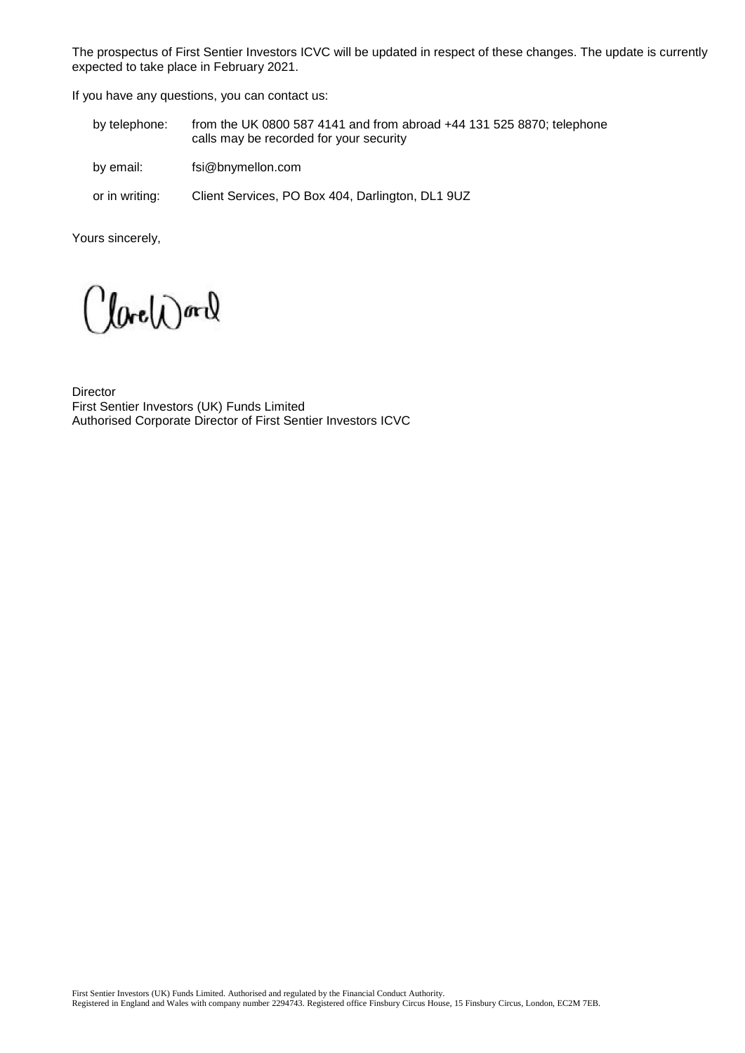The prospectus of First Sentier Investors ICVC will be updated in respect of these changes. The update is currently expected to take place in February 2021.

If you have any questions, you can contact us:

| | |
|---|---|
| by telephone: | from the UK 0800 587 4141 and from abroad +44 131 525 8870; telephone calls may be recorded for your security |
| by email: | fsi@bnymellon.com |
| or in writing: | Client Services, PO Box 404, Darlington, DL1 9UZ |

Yours sincerely,

Clare Ward

Director
First Sentier Investors (UK) Funds Limited
Authorised Corporate Director of First Sentier Investors ICVC

First Sentier Investors (UK) Funds Limited. Authorised and regulated by the Financial Conduct Authority.
Registered in England and Wales with company number 2294743. Registered office Finsbury Circus House, 15 Finsbury Circus, London, EC2M 7EB.